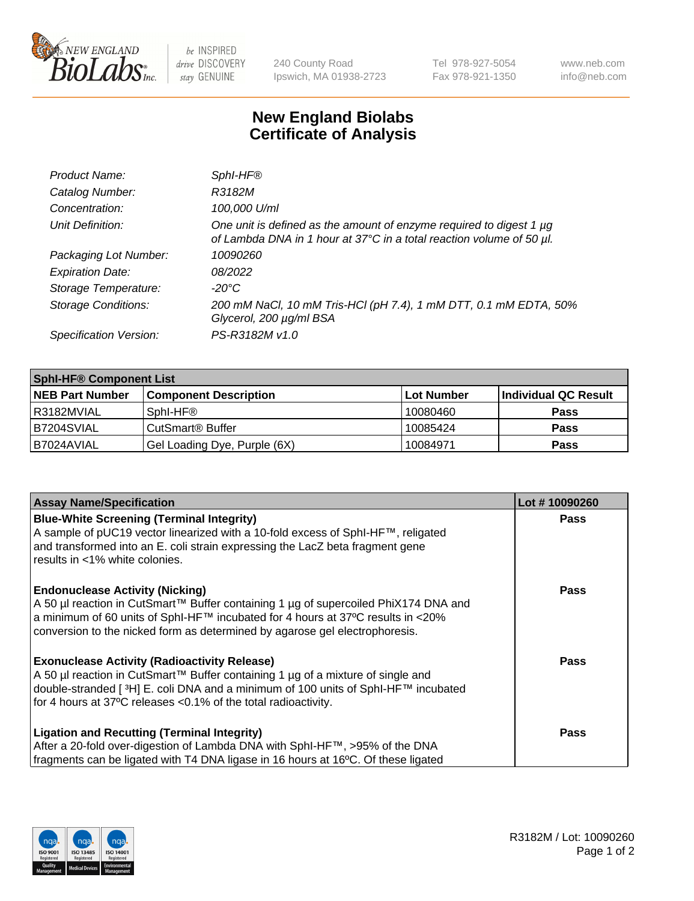New England BioLabs Inc. — be INSPIRED drive DISCOVERY stay GENUINE

240 County Road
Ipswich, MA 01938-2723

Tel 978-927-5054
Fax 978-921-1350

www.neb.com
info@neb.com

# New England Biolabs
# Certificate of Analysis

| | |
|---|---|
| *Product Name:* | *SphI-HF®* |
| *Catalog Number:* | *R3182M* |
| *Concentration:* | *100,000 U/ml* |
| *Unit Definition:* | *One unit is defined as the amount of enzyme required to digest 1 µg of Lambda DNA in 1 hour at 37°C in a total reaction volume of 50 µl.* |
| *Packaging Lot Number:* | *10090260* |
| *Expiration Date:* | *08/2022* |
| *Storage Temperature:* | *-20°C* |
| *Storage Conditions:* | *200 mM NaCl, 10 mM Tris-HCl (pH 7.4), 1 mM DTT, 0.1 mM EDTA, 50% Glycerol, 200 µg/ml BSA* |
| *Specification Version:* | *PS-R3182M v1.0* |

| **SphI-HF® Component List** | | | |
|---|---|---|---|
| **NEB Part Number** | **Component Description** | **Lot Number** | **Individual QC Result** |
| R3182MVIAL | SphI-HF® | 10080460 | **Pass** |
| B7204SVIAL | CutSmart® Buffer | 10085424 | **Pass** |
| B7024AVIAL | Gel Loading Dye, Purple (6X) | 10084971 | **Pass** |

| **Assay Name/Specification** | **Lot # 10090260** |
|---|---|
| **Blue-White Screening (Terminal Integrity)**<br>A sample of pUC19 vector linearized with a 10-fold excess of SphI-HF™, religated and transformed into an E. coli strain expressing the LacZ beta fragment gene results in <1% white colonies. | **Pass** |
| **Endonuclease Activity (Nicking)**<br>A 50 µl reaction in CutSmart™ Buffer containing 1 µg of supercoiled PhiX174 DNA and a minimum of 60 units of SphI-HF™ incubated for 4 hours at 37ºC results in <20% conversion to the nicked form as determined by agarose gel electrophoresis. | **Pass** |
| **Exonuclease Activity (Radioactivity Release)**<br>A 50 µl reaction in CutSmart™ Buffer containing 1 µg of a mixture of single and double-stranded [ $^3$H] E. coli DNA and a minimum of 100 units of SphI-HF™ incubated for 4 hours at 37ºC releases <0.1% of the total radioactivity. | **Pass** |
| **Ligation and Recutting (Terminal Integrity)**<br>After a 20-fold over-digestion of Lambda DNA with SphI-HF™, >95% of the DNA fragments can be ligated with T4 DNA ligase in 16 hours at 16ºC. Of these ligated | **Pass** |

R3182M / Lot: 10090260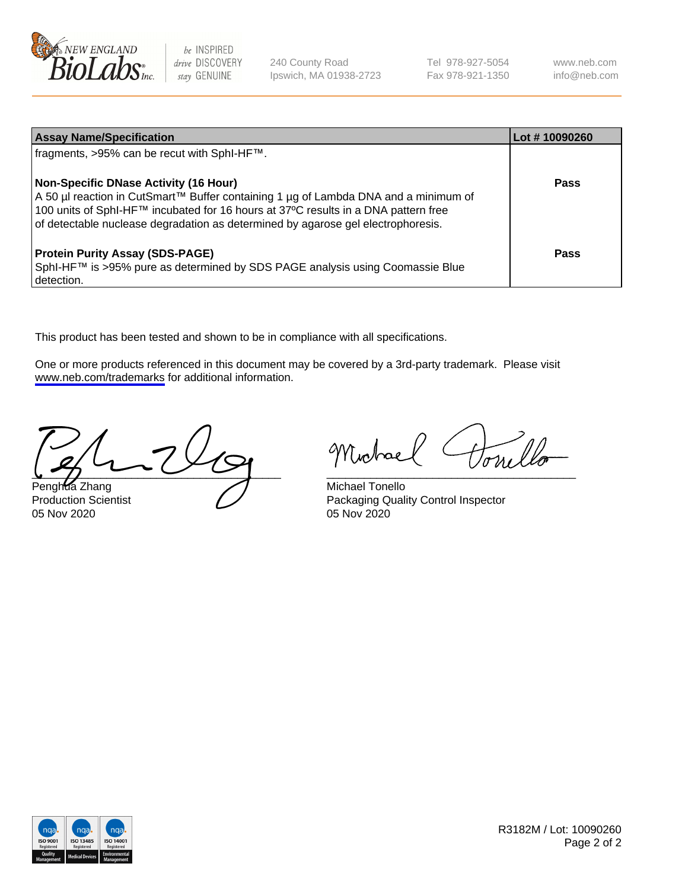| Assay Name/Specification | Lot # 10090260 |
|---|---|
| fragments, >95% can be recut with SphI-HF™. | |
| **Non-Specific DNase Activity (16 Hour)**<br>A 50 µl reaction in CutSmart™ Buffer containing 1 µg of Lambda DNA and a minimum of 100 units of SphI-HF™ incubated for 16 hours at 37ºC results in a DNA pattern free of detectable nuclease degradation as determined by agarose gel electrophoresis. | Pass |
| **Protein Purity Assay (SDS-PAGE)**<br>SphI-HF™ is >95% pure as determined by SDS PAGE analysis using Coomassie Blue detection. | Pass |

This product has been tested and shown to be in compliance with all specifications.

One or more products referenced in this document may be covered by a 3rd-party trademark. Please visit www.neb.com/trademarks for additional information.

Penghua Zhang
Production Scientist
05 Nov 2020

Michael Tonello
Packaging Quality Control Inspector
05 Nov 2020

R3182M / Lot: 10090260